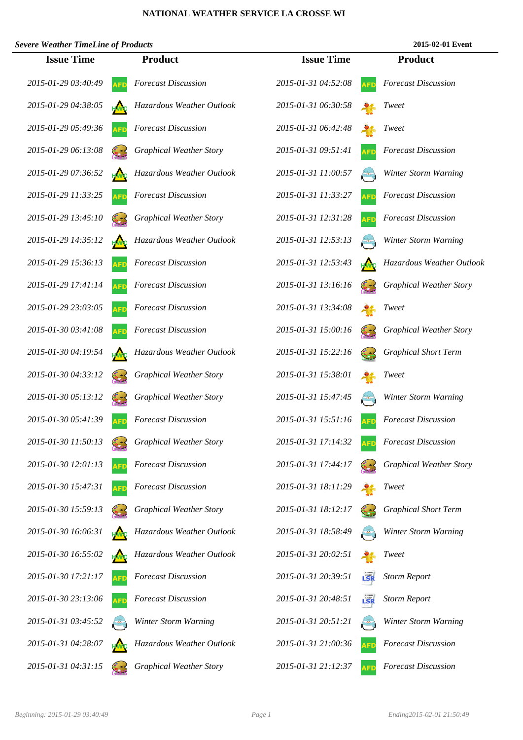# NATIONAL WEATHER SERVICE LA CROSSE WI

***Severe Weather TimeLine of Products*** **2015-02-01 Event**

| Issue Time | Product |
|---|---|
| *2015-01-29 03:40:49* | *Forecast Discussion* |
| *2015-01-29 04:38:05* | *Hazardous Weather Outlook* |
| *2015-01-29 05:49:36* | *Forecast Discussion* |
| *2015-01-29 06:13:08* | *Graphical Weather Story* |
| *2015-01-29 07:36:52* | *Hazardous Weather Outlook* |
| *2015-01-29 11:33:25* | *Forecast Discussion* |
| *2015-01-29 13:45:10* | *Graphical Weather Story* |
| *2015-01-29 14:35:12* | *Hazardous Weather Outlook* |
| *2015-01-29 15:36:13* | *Forecast Discussion* |
| *2015-01-29 17:41:14* | *Forecast Discussion* |
| *2015-01-29 23:03:05* | *Forecast Discussion* |
| *2015-01-30 03:41:08* | *Forecast Discussion* |
| *2015-01-30 04:19:54* | *Hazardous Weather Outlook* |
| *2015-01-30 04:33:12* | *Graphical Weather Story* |
| *2015-01-30 05:13:12* | *Graphical Weather Story* |
| *2015-01-30 05:41:39* | *Forecast Discussion* |
| *2015-01-30 11:50:13* | *Graphical Weather Story* |
| *2015-01-30 12:01:13* | *Forecast Discussion* |
| *2015-01-30 15:47:31* | *Forecast Discussion* |
| *2015-01-30 15:59:13* | *Graphical Weather Story* |
| *2015-01-30 16:06:31* | *Hazardous Weather Outlook* |
| *2015-01-30 16:55:02* | *Hazardous Weather Outlook* |
| *2015-01-30 17:21:17* | *Forecast Discussion* |
| *2015-01-30 23:13:06* | *Forecast Discussion* |
| *2015-01-31 03:45:52* | *Winter Storm Warning* |
| *2015-01-31 04:28:07* | *Hazardous Weather Outlook* |
| *2015-01-31 04:31:15* | *Graphical Weather Story* |
| *2015-01-31 04:52:08* | *Forecast Discussion* |
| *2015-01-31 06:30:58* | *Tweet* |
| *2015-01-31 06:42:48* | *Tweet* |
| *2015-01-31 09:51:41* | *Forecast Discussion* |
| *2015-01-31 11:00:57* | *Winter Storm Warning* |
| *2015-01-31 11:33:27* | *Forecast Discussion* |
| *2015-01-31 12:31:28* | *Forecast Discussion* |
| *2015-01-31 12:53:13* | *Winter Storm Warning* |
| *2015-01-31 12:53:43* | *Hazardous Weather Outlook* |
| *2015-01-31 13:16:16* | *Graphical Weather Story* |
| *2015-01-31 13:34:08* | *Tweet* |
| *2015-01-31 15:00:16* | *Graphical Weather Story* |
| *2015-01-31 15:22:16* | *Graphical Short Term* |
| *2015-01-31 15:38:01* | *Tweet* |
| *2015-01-31 15:47:45* | *Winter Storm Warning* |
| *2015-01-31 15:51:16* | *Forecast Discussion* |
| *2015-01-31 17:14:32* | *Forecast Discussion* |
| *2015-01-31 17:44:17* | *Graphical Weather Story* |
| *2015-01-31 18:11:29* | *Tweet* |
| *2015-01-31 18:12:17* | *Graphical Short Term* |
| *2015-01-31 18:58:49* | *Winter Storm Warning* |
| *2015-01-31 20:02:51* | *Tweet* |
| *2015-01-31 20:39:51* | *Storm Report* |
| *2015-01-31 20:48:51* | *Storm Report* |
| *2015-01-31 20:51:21* | *Winter Storm Warning* |
| *2015-01-31 21:00:36* | *Forecast Discussion* |
| *2015-01-31 21:12:37* | *Forecast Discussion* |

*Beginning: 2015-01-29 03:40:49* *Ending2015-02-01 21:50:49*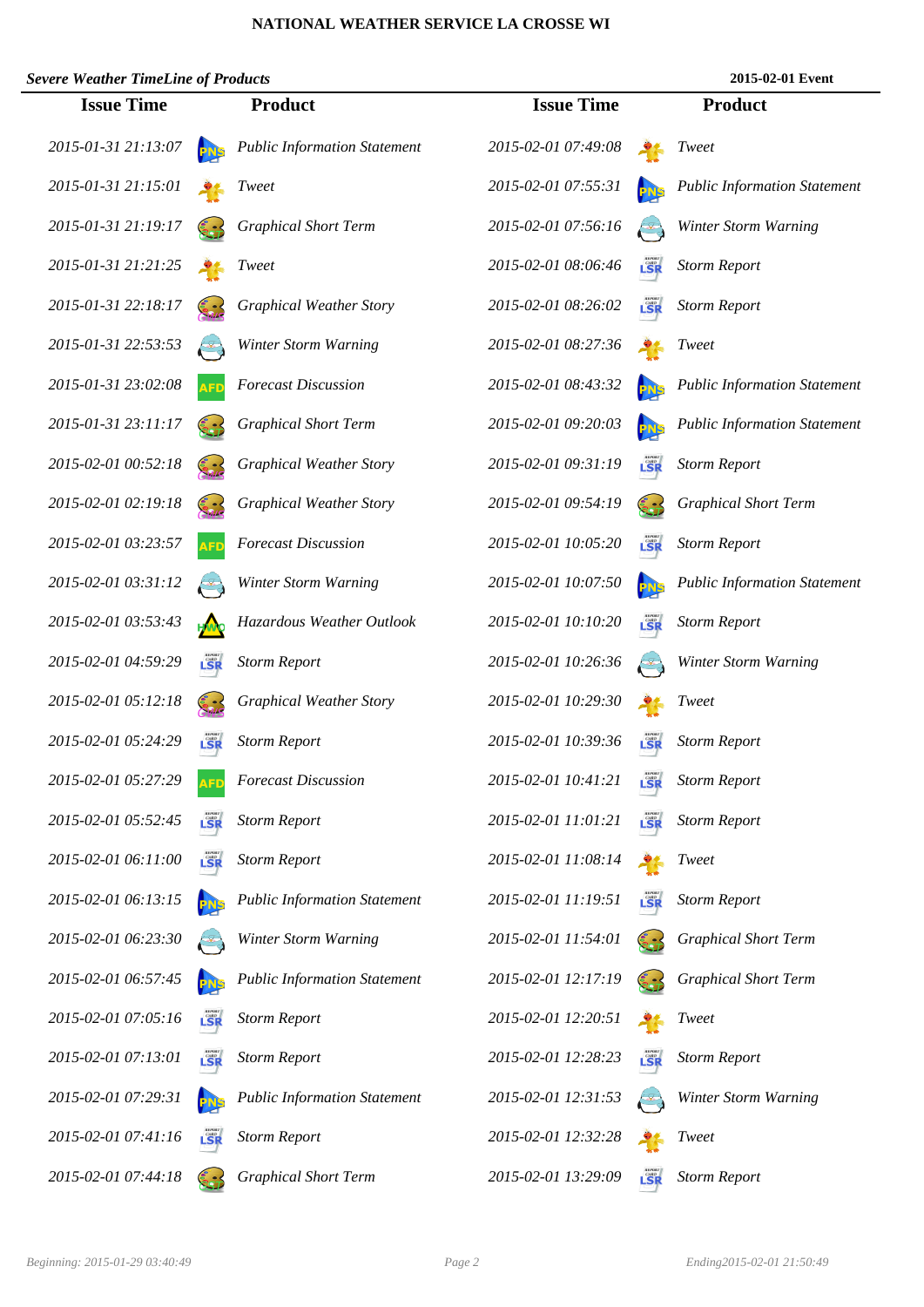**NATIONAL WEATHER SERVICE LA CROSSE WI**

***Severe Weather TimeLine of Products*** **2015-02-01 Event**

| Issue Time | Product | Issue Time | Product |
|---|---|---|---|
| *2015-01-31 21:13:07* | *Public Information Statement* | *2015-02-01 07:49:08* | *Tweet* |
| *2015-01-31 21:15:01* | *Tweet* | *2015-02-01 07:55:31* | *Public Information Statement* |
| *2015-01-31 21:19:17* | *Graphical Short Term* | *2015-02-01 07:56:16* | *Winter Storm Warning* |
| *2015-01-31 21:21:25* | *Tweet* | *2015-02-01 08:06:46* | *Storm Report* |
| *2015-01-31 22:18:17* | *Graphical Weather Story* | *2015-02-01 08:26:02* | *Storm Report* |
| *2015-01-31 22:53:53* | *Winter Storm Warning* | *2015-02-01 08:27:36* | *Tweet* |
| *2015-01-31 23:02:08* | *Forecast Discussion* | *2015-02-01 08:43:32* | *Public Information Statement* |
| *2015-01-31 23:11:17* | *Graphical Short Term* | *2015-02-01 09:20:03* | *Public Information Statement* |
| *2015-02-01 00:52:18* | *Graphical Weather Story* | *2015-02-01 09:31:19* | *Storm Report* |
| *2015-02-01 02:19:18* | *Graphical Weather Story* | *2015-02-01 09:54:19* | *Graphical Short Term* |
| *2015-02-01 03:23:57* | *Forecast Discussion* | *2015-02-01 10:05:20* | *Storm Report* |
| *2015-02-01 03:31:12* | *Winter Storm Warning* | *2015-02-01 10:07:50* | *Public Information Statement* |
| *2015-02-01 03:53:43* | *Hazardous Weather Outlook* | *2015-02-01 10:10:20* | *Storm Report* |
| *2015-02-01 04:59:29* | *Storm Report* | *2015-02-01 10:26:36* | *Winter Storm Warning* |
| *2015-02-01 05:12:18* | *Graphical Weather Story* | *2015-02-01 10:29:30* | *Tweet* |
| *2015-02-01 05:24:29* | *Storm Report* | *2015-02-01 10:39:36* | *Storm Report* |
| *2015-02-01 05:27:29* | *Forecast Discussion* | *2015-02-01 10:41:21* | *Storm Report* |
| *2015-02-01 05:52:45* | *Storm Report* | *2015-02-01 11:01:21* | *Storm Report* |
| *2015-02-01 06:11:00* | *Storm Report* | *2015-02-01 11:08:14* | *Tweet* |
| *2015-02-01 06:13:15* | *Public Information Statement* | *2015-02-01 11:19:51* | *Storm Report* |
| *2015-02-01 06:23:30* | *Winter Storm Warning* | *2015-02-01 11:54:01* | *Graphical Short Term* |
| *2015-02-01 06:57:45* | *Public Information Statement* | *2015-02-01 12:17:19* | *Graphical Short Term* |
| *2015-02-01 07:05:16* | *Storm Report* | *2015-02-01 12:20:51* | *Tweet* |
| *2015-02-01 07:13:01* | *Storm Report* | *2015-02-01 12:28:23* | *Storm Report* |
| *2015-02-01 07:29:31* | *Public Information Statement* | *2015-02-01 12:31:53* | *Winter Storm Warning* |
| *2015-02-01 07:41:16* | *Storm Report* | *2015-02-01 12:32:28* | *Tweet* |
| *2015-02-01 07:44:18* | *Graphical Short Term* | *2015-02-01 13:29:09* | *Storm Report* |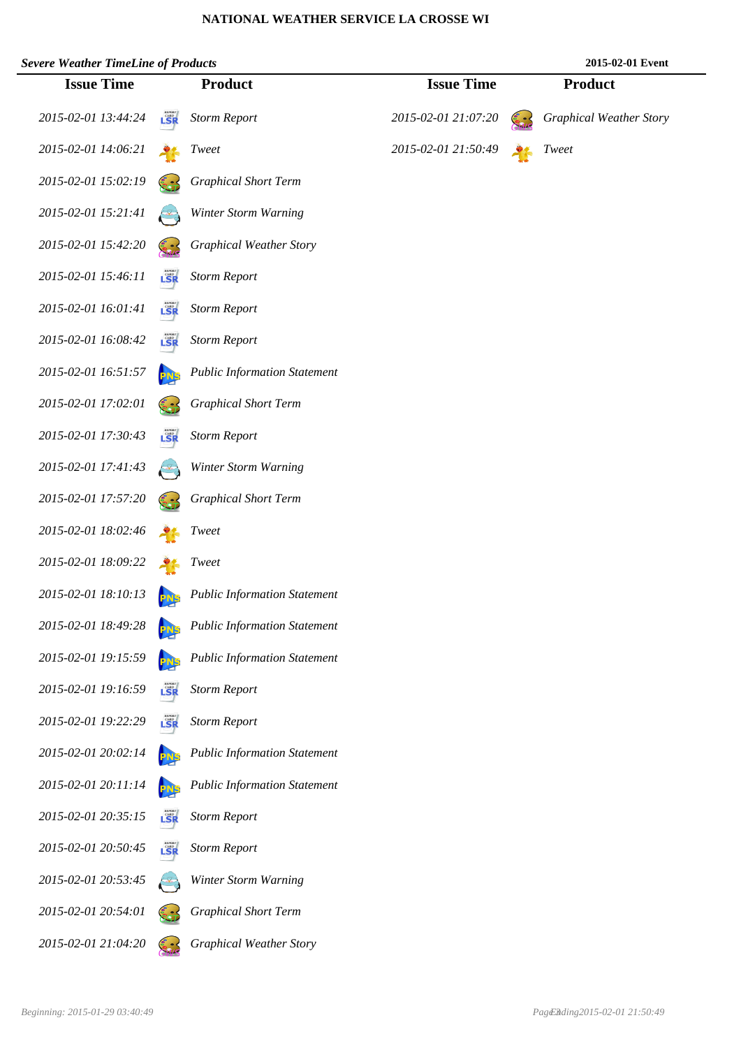**NATIONAL WEATHER SERVICE LA CROSSE WI**

***Severe Weather TimeLine of Products*** **2015-02-01 Event**

| Issue Time | Product |
|---|---|
| *2015-02-01 13:44:24* | *Storm Report* |
| *2015-02-01 14:06:21* | *Tweet* |
| *2015-02-01 15:02:19* | *Graphical Short Term* |
| *2015-02-01 15:21:41* | *Winter Storm Warning* |
| *2015-02-01 15:42:20* | *Graphical Weather Story* |
| *2015-02-01 15:46:11* | *Storm Report* |
| *2015-02-01 16:01:41* | *Storm Report* |
| *2015-02-01 16:08:42* | *Storm Report* |
| *2015-02-01 16:51:57* | *Public Information Statement* |
| *2015-02-01 17:02:01* | *Graphical Short Term* |
| *2015-02-01 17:30:43* | *Storm Report* |
| *2015-02-01 17:41:43* | *Winter Storm Warning* |
| *2015-02-01 17:57:20* | *Graphical Short Term* |
| *2015-02-01 18:02:46* | *Tweet* |
| *2015-02-01 18:09:22* | *Tweet* |
| *2015-02-01 18:10:13* | *Public Information Statement* |
| *2015-02-01 18:49:28* | *Public Information Statement* |
| *2015-02-01 19:15:59* | *Public Information Statement* |
| *2015-02-01 19:16:59* | *Storm Report* |
| *2015-02-01 19:22:29* | *Storm Report* |
| *2015-02-01 20:02:14* | *Public Information Statement* |
| *2015-02-01 20:11:14* | *Public Information Statement* |
| *2015-02-01 20:35:15* | *Storm Report* |
| *2015-02-01 20:50:45* | *Storm Report* |
| *2015-02-01 20:53:45* | *Winter Storm Warning* |
| *2015-02-01 20:54:01* | *Graphical Short Term* |
| *2015-02-01 21:04:20* | *Graphical Weather Story* |
| *2015-02-01 21:07:20* | *Graphical Weather Story* |
| *2015-02-01 21:50:49* | *Tweet* |

*Beginning: 2015-01-29 03:40:49* *Ending 2015-02-01 21:50:49*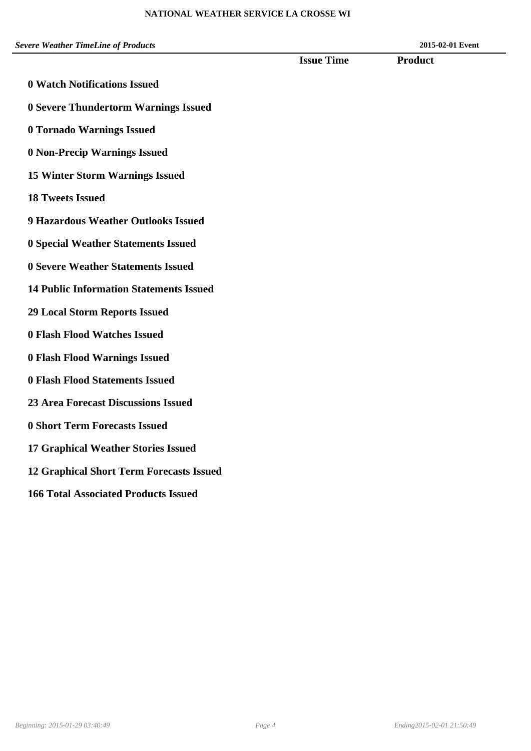**Severe Weather TimeLine of Products** — **2015-02-01 Event**

| | Issue Time | Product |
|---|---|---|

**0 Watch Notifications Issued**

**0 Severe Thundertorm Warnings Issued**

**0 Tornado Warnings Issued**

**0 Non-Precip Warnings Issued**

**15 Winter Storm Warnings Issued**

**18 Tweets Issued**

**9 Hazardous Weather Outlooks Issued**

**0 Special Weather Statements Issued**

**0 Severe Weather Statements Issued**

**14 Public Information Statements Issued**

**29 Local Storm Reports Issued**

**0 Flash Flood Watches Issued**

**0 Flash Flood Warnings Issued**

**0 Flash Flood Statements Issued**

**23 Area Forecast Discussions Issued**

**0 Short Term Forecasts Issued**

**17 Graphical Weather Stories Issued**

**12 Graphical Short Term Forecasts Issued**

**166 Total Associated Products Issued**